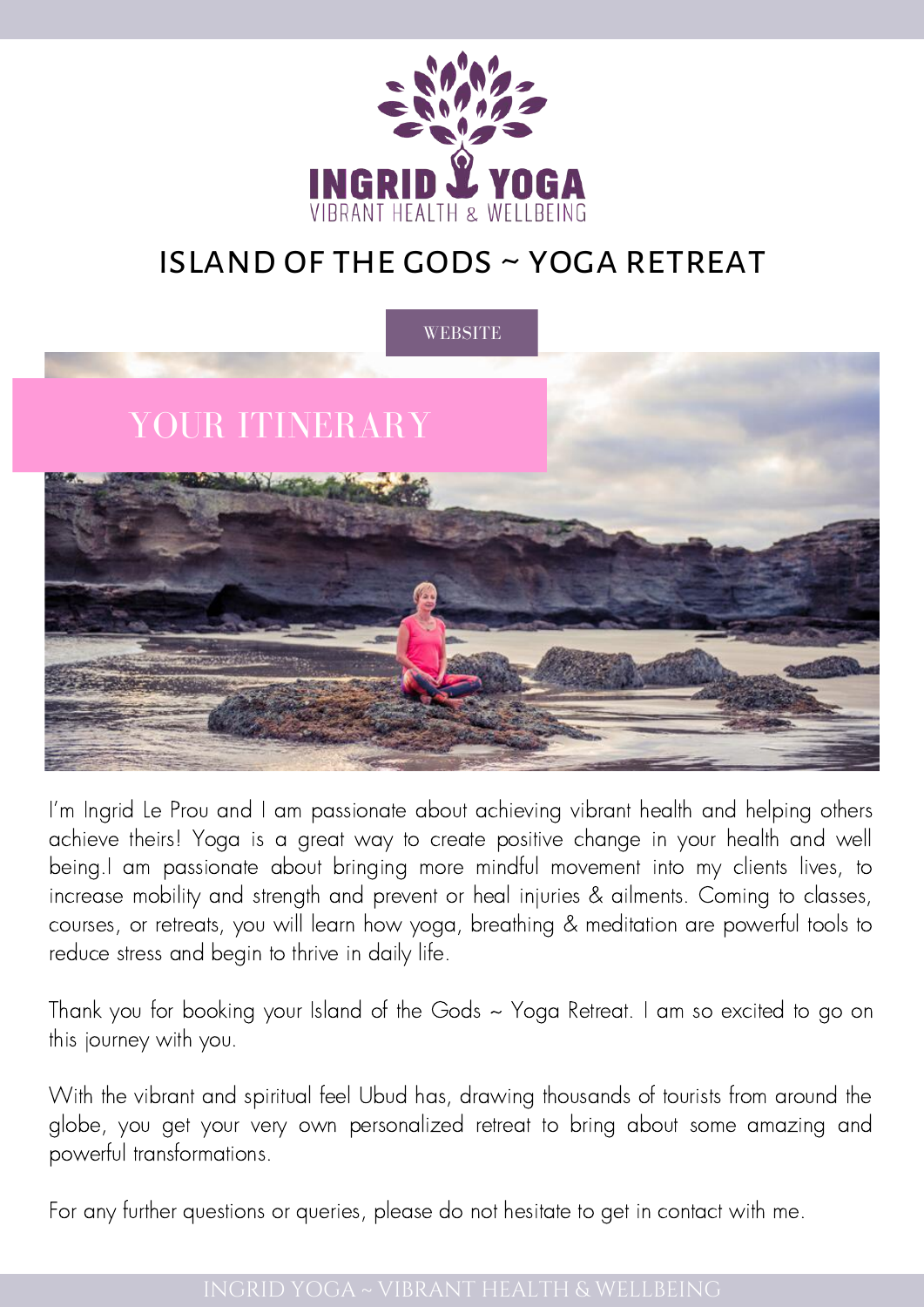INGRID YOGA
VIBRANT HEALTH & WELLBEING

# ISLAND OF THE GODS ~ YOGA RETREAT

WEBSITE

## YOUR ITINERARY

I'm Ingrid Le Prou and I am passionate about achieving vibrant health and helping others achieve theirs! Yoga is a great way to create positive change in your health and well being.I am passionate about bringing more mindful movement into my clients lives, to increase mobility and strength and prevent or heal injuries & ailments. Coming to classes, courses, or retreats, you will learn how yoga, breathing & meditation are powerful tools to reduce stress and begin to thrive in daily life.

Thank you for booking your Island of the Gods ~ Yoga Retreat. I am so excited to go on this journey with you.

With the vibrant and spiritual feel Ubud has, drawing thousands of tourists from around the globe, you get your very own personalized retreat to bring about some amazing and powerful transformations.

For any further questions or queries, please do not hesitate to get in contact with me.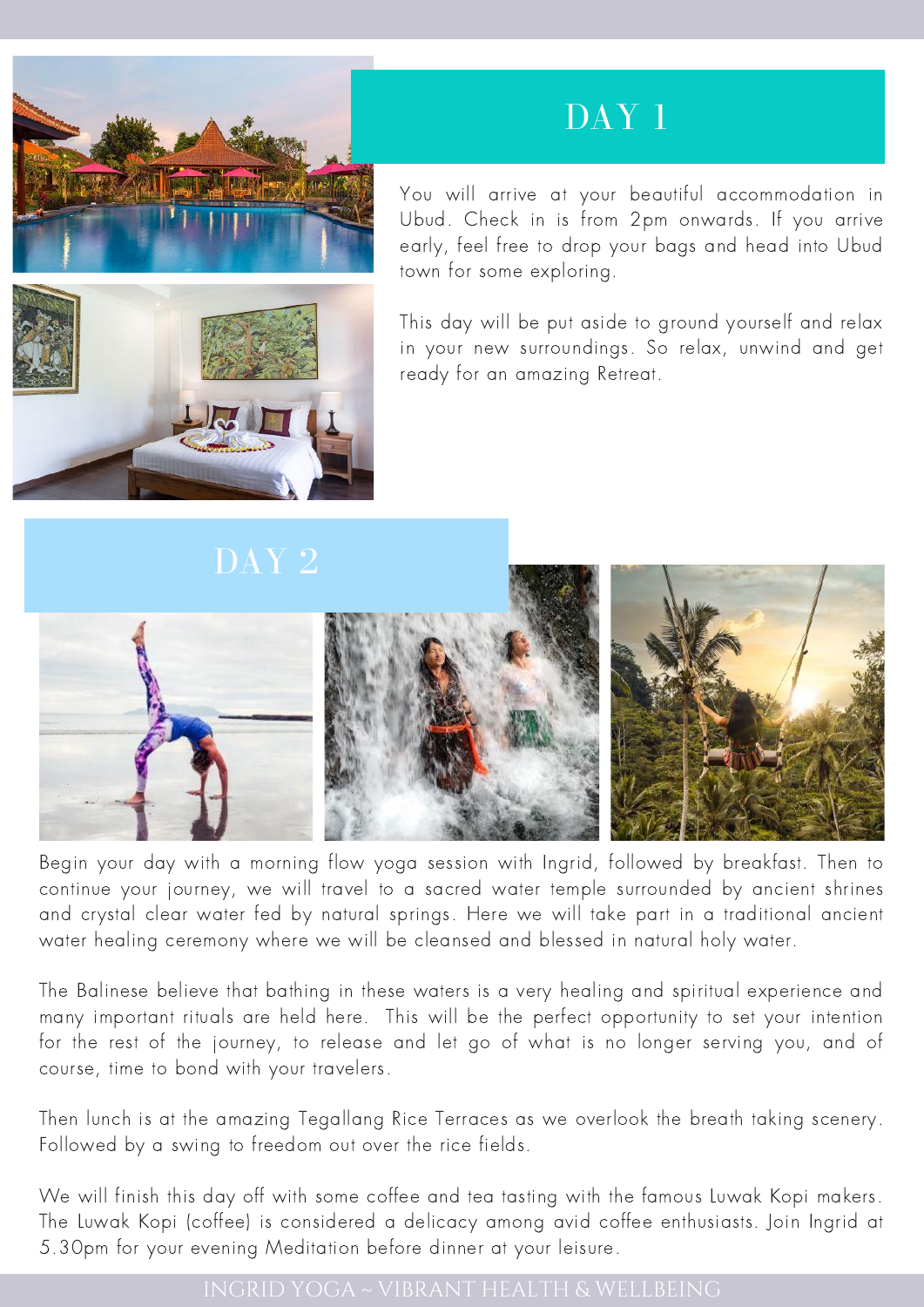## DAY 1

You will arrive at your beautiful accommodation in Ubud. Check in is from 2pm onwards. If you arrive early, feel free to drop your bags and head into Ubud town for some exploring.

This day will be put aside to ground yourself and relax in your new surroundings. So relax, unwind and get ready for an amazing Retreat.

## DAY 2

Begin your day with a morning flow yoga session with Ingrid, followed by breakfast. Then to continue your journey, we will travel to a sacred water temple surrounded by ancient shrines and crystal clear water fed by natural springs. Here we will take part in a traditional ancient water healing ceremony where we will be cleansed and blessed in natural holy water.

The Balinese believe that bathing in these waters is a very healing and spiritual experience and many important rituals are held here. This will be the perfect opportunity to set your intention for the rest of the journey, to release and let go of what is no longer serving you, and of course, time to bond with your travelers.

Then lunch is at the amazing Tegallang Rice Terraces as we overlook the breath taking scenery. Followed by a swing to freedom out over the rice fields.

We will finish this day off with some coffee and tea tasting with the famous Luwak Kopi makers. The Luwak Kopi (coffee) is considered a delicacy among avid coffee enthusiasts. Join Ingrid at 5.30pm for your evening Meditation before dinner at your leisure.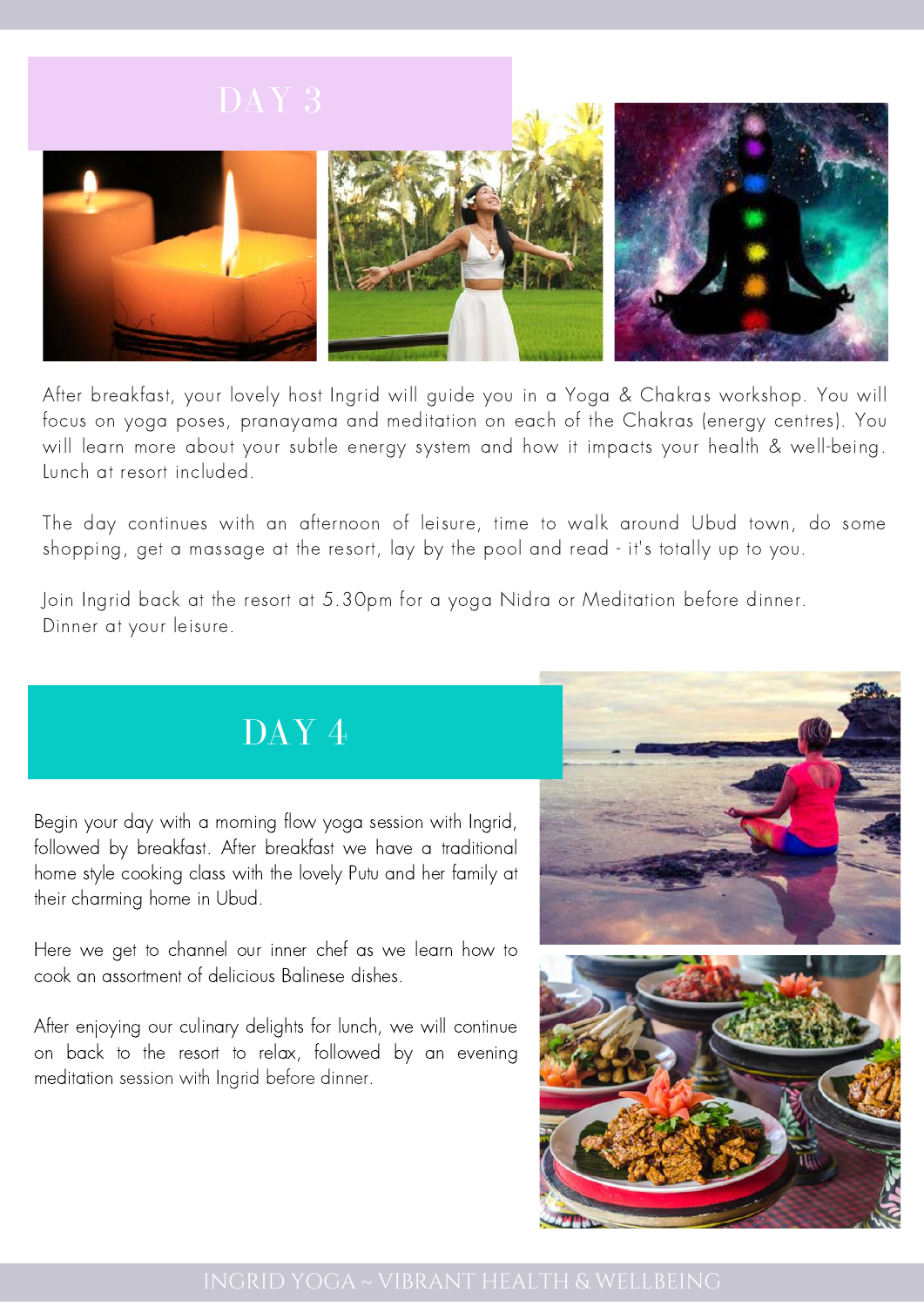## DAY 3

After breakfast, your lovely host Ingrid will guide you in a Yoga & Chakras workshop. You will focus on yoga poses, pranayama and meditation on each of the Chakras (energy centres). You will learn more about your subtle energy system and how it impacts your health & well-being. Lunch at resort included.

The day continues with an afternoon of leisure, time to walk around Ubud town, do some shopping, get a massage at the resort, lay by the pool and read - it's totally up to you.

Join Ingrid back at the resort at 5.30pm for a yoga Nidra or Meditation before dinner.
Dinner at your leisure.

## DAY 4

Begin your day with a morning flow yoga session with Ingrid, followed by breakfast. After breakfast we have a traditional home style cooking class with the lovely Putu and her family at their charming home in Ubud.

Here we get to channel our inner chef as we learn how to cook an assortment of delicious Balinese dishes.

After enjoying our culinary delights for lunch, we will continue on back to the resort to relax, followed by an evening meditation session with Ingrid before dinner.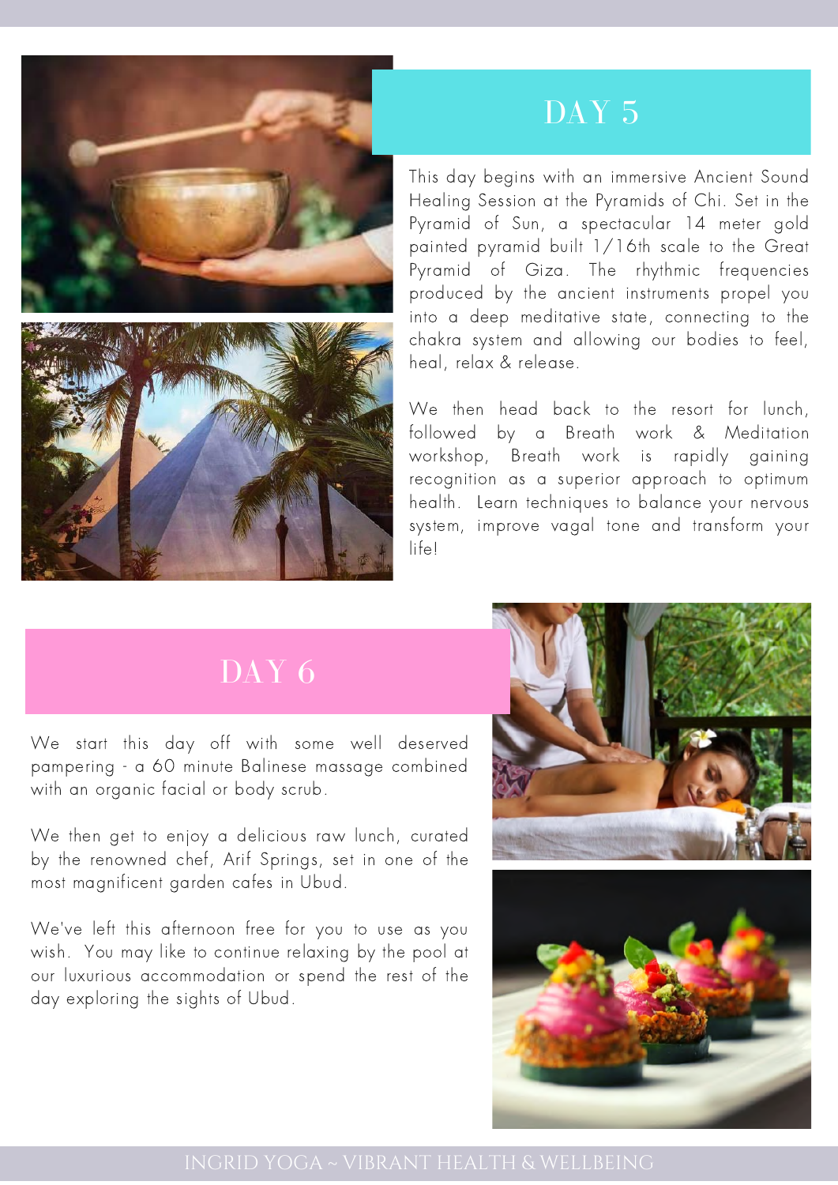## DAY 5

This day begins with an immersive Ancient Sound Healing Session at the Pyramids of Chi. Set in the Pyramid of Sun, a spectacular 14 meter gold painted pyramid built 1/16th scale to the Great Pyramid of Giza. The rhythmic frequencies produced by the ancient instruments propel you into a deep meditative state, connecting to the chakra system and allowing our bodies to feel, heal, relax & release.

We then head back to the resort for lunch, followed by a Breath work & Meditation workshop, Breath work is rapidly gaining recognition as a superior approach to optimum health. Learn techniques to balance your nervous system, improve vagal tone and transform your life!

## DAY 6

We start this day off with some well deserved pampering - a 60 minute Balinese massage combined with an organic facial or body scrub.

We then get to enjoy a delicious raw lunch, curated by the renowned chef, Arif Springs, set in one of the most magnificent garden cafes in Ubud.

We've left this afternoon free for you to use as you wish. You may like to continue relaxing by the pool at our luxurious accommodation or spend the rest of the day exploring the sights of Ubud.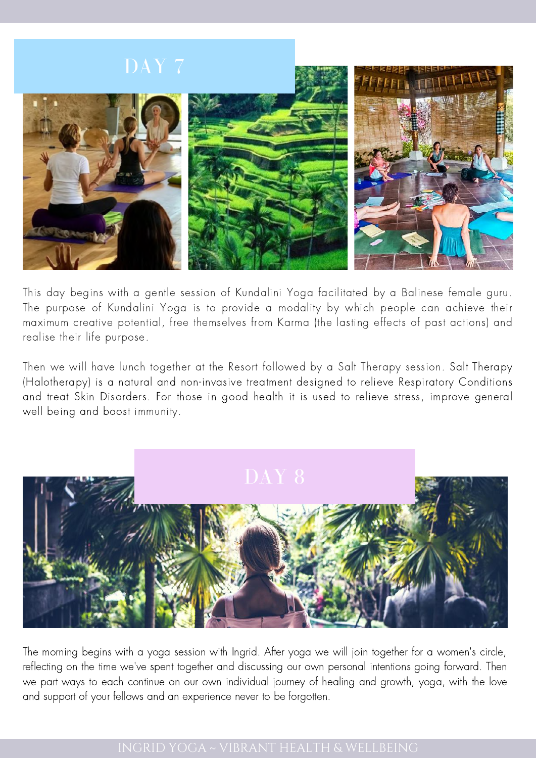## DAY 7

This day begins with a gentle session of Kundalini Yoga facilitated by a Balinese female guru. The purpose of Kundalini Yoga is to provide a modality by which people can achieve their maximum creative potential, free themselves from Karma (the lasting effects of past actions) and realise their life purpose.

Then we will have lunch together at the Resort followed by a Salt Therapy session. Salt Therapy (Halotherapy) is a natural and non-invasive treatment designed to relieve Respiratory Conditions and treat Skin Disorders. For those in good health it is used to relieve stress, improve general well being and boost immunity.

## DAY 8

The morning begins with a yoga session with Ingrid. After yoga we will join together for a women's circle, reflecting on the time we've spent together and discussing our own personal intentions going forward. Then we part ways to each continue on our own individual journey of healing and growth, yoga, with the love and support of your fellows and an experience never to be forgotten.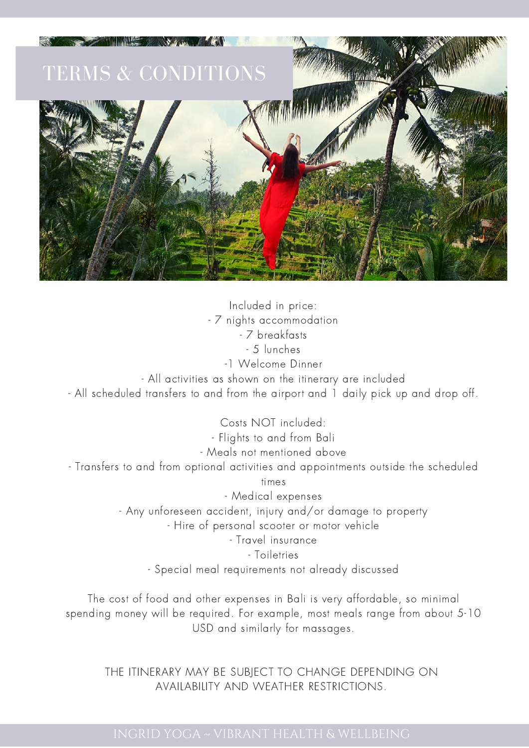# TERMS & CONDITIONS

Included in price:

- 7 nights accommodation
- 7 breakfasts
- 5 lunches
- 1 Welcome Dinner
- All activities as shown on the itinerary are included
- All scheduled transfers to and from the airport and 1 daily pick up and drop off.

Costs NOT included:

- Flights to and from Bali
- Meals not mentioned above
- Transfers to and from optional activities and appointments outside the scheduled times
- Medical expenses
- Any unforeseen accident, injury and/or damage to property
- Hire of personal scooter or motor vehicle
- Travel insurance
- Toiletries
- Special meal requirements not already discussed

The cost of food and other expenses in Bali is very affordable, so minimal spending money will be required. For example, most meals range from about 5-10 USD and similarly for massages.

THE ITINERARY MAY BE SUBJECT TO CHANGE DEPENDING ON AVAILABILITY AND WEATHER RESTRICTIONS.